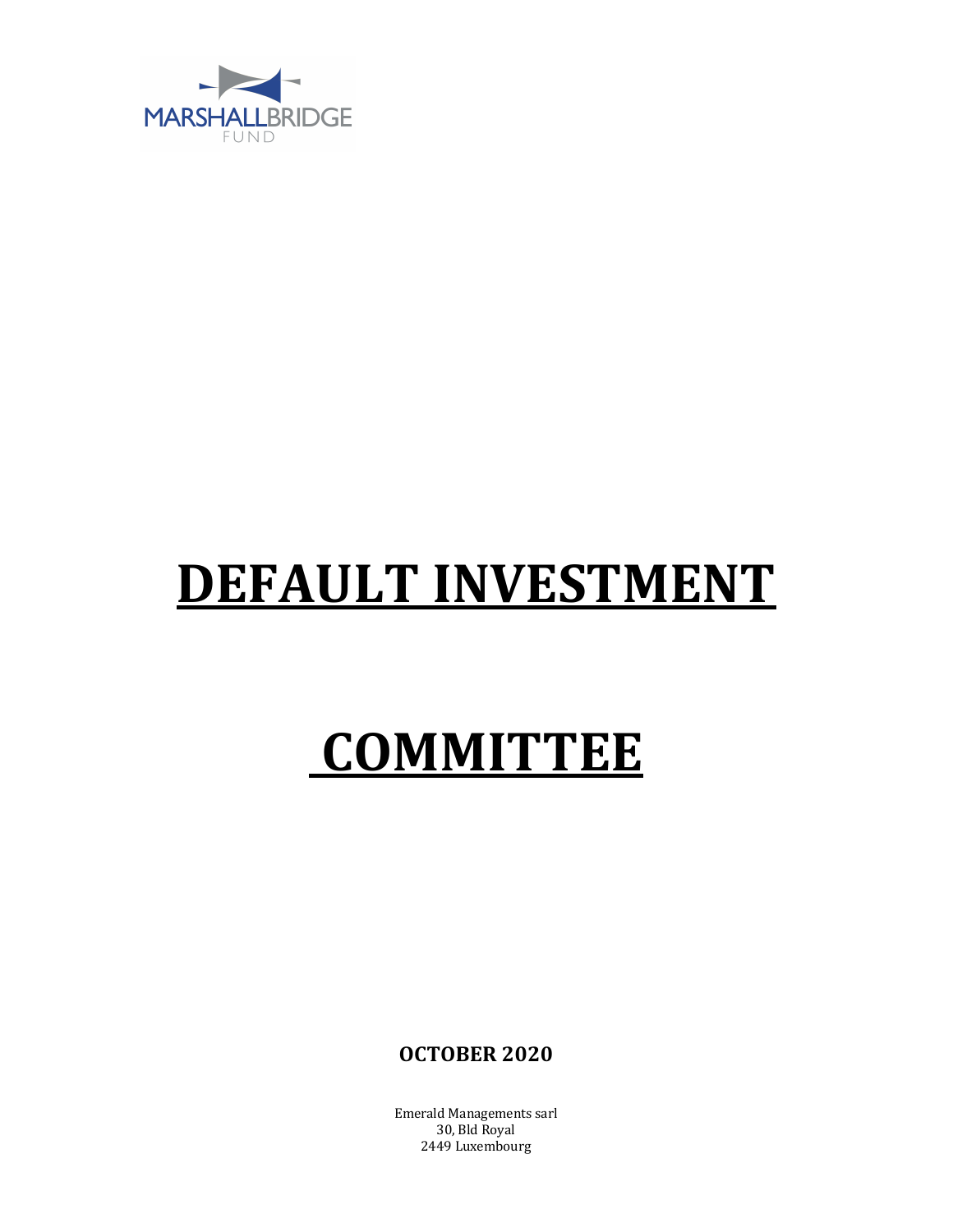MARSHALLBRIDGE
FUND

# DEFAULT INVESTMENT

# COMMITTEE

**OCTOBER 2020**

Emerald Managements sarl
30, Bld Royal
2449 Luxembourg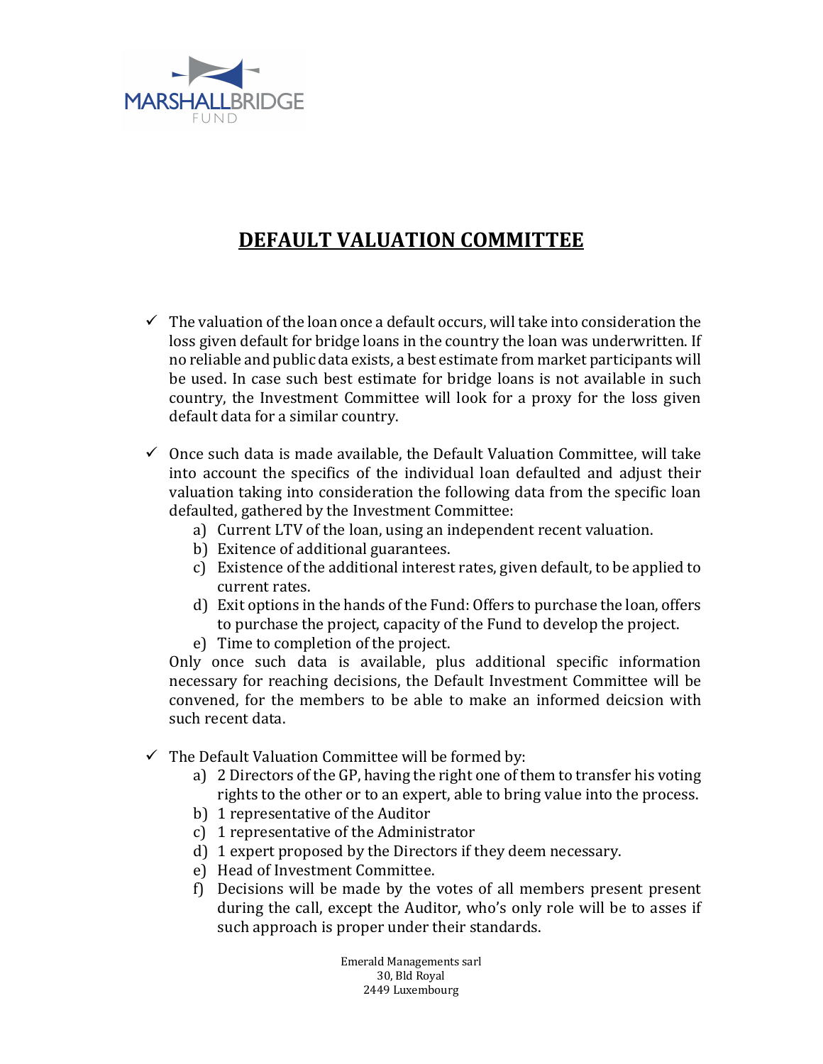# DEFAULT VALUATION COMMITTEE

- ✓ The valuation of the loan once a default occurs, will take into consideration the loss given default for bridge loans in the country the loan was underwritten. If no reliable and public data exists, a best estimate from market participants will be used. In case such best estimate for bridge loans is not available in such country, the Investment Committee will look for a proxy for the loss given default data for a similar country.

- ✓ Once such data is made available, the Default Valuation Committee, will take into account the specifics of the individual loan defaulted and adjust their valuation taking into consideration the following data from the specific loan defaulted, gathered by the Investment Committee:
  a) Current LTV of the loan, using an independent recent valuation.
  b) Exitence of additional guarantees.
  c) Existence of the additional interest rates, given default, to be applied to current rates.
  d) Exit options in the hands of the Fund: Offers to purchase the loan, offers to purchase the project, capacity of the Fund to develop the project.
  e) Time to completion of the project.

  Only once such data is available, plus additional specific information necessary for reaching decisions, the Default Investment Committee will be convened, for the members to be able to make an informed deicsion with such recent data.

- ✓ The Default Valuation Committee will be formed by:
  a) 2 Directors of the GP, having the right one of them to transfer his voting rights to the other or to an expert, able to bring value into the process.
  b) 1 representative of the Auditor
  c) 1 representative of the Administrator
  d) 1 expert proposed by the Directors if they deem necessary.
  e) Head of Investment Committee.
  f) Decisions will be made by the votes of all members present present during the call, except the Auditor, who's only role will be to asses if such approach is proper under their standards.

Emerald Managements sarl
30, Bld Royal
2449 Luxembourg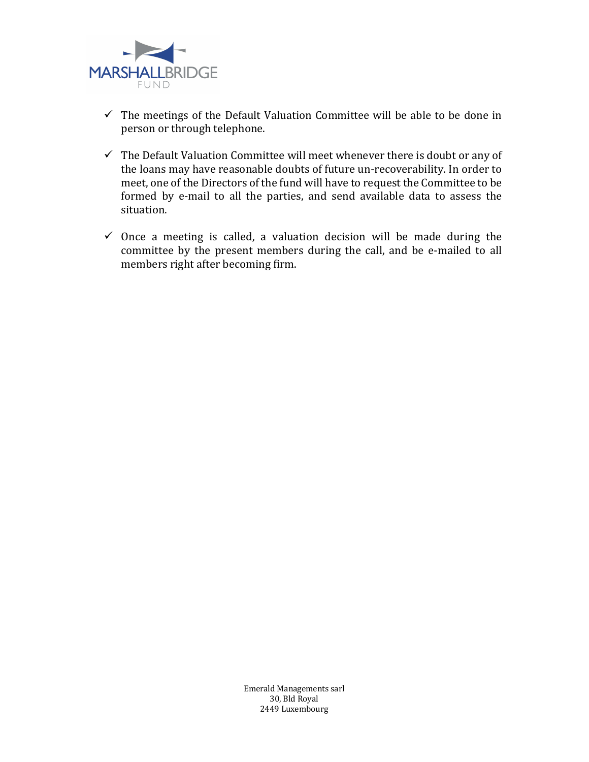- ✓ The meetings of the Default Valuation Committee will be able to be done in person or through telephone.

- ✓ The Default Valuation Committee will meet whenever there is doubt or any of the loans may have reasonable doubts of future un-recoverability. In order to meet, one of the Directors of the fund will have to request the Committee to be formed by e-mail to all the parties, and send available data to assess the situation.

- ✓ Once a meeting is called, a valuation decision will be made during the committee by the present members during the call, and be e-mailed to all members right after becoming firm.